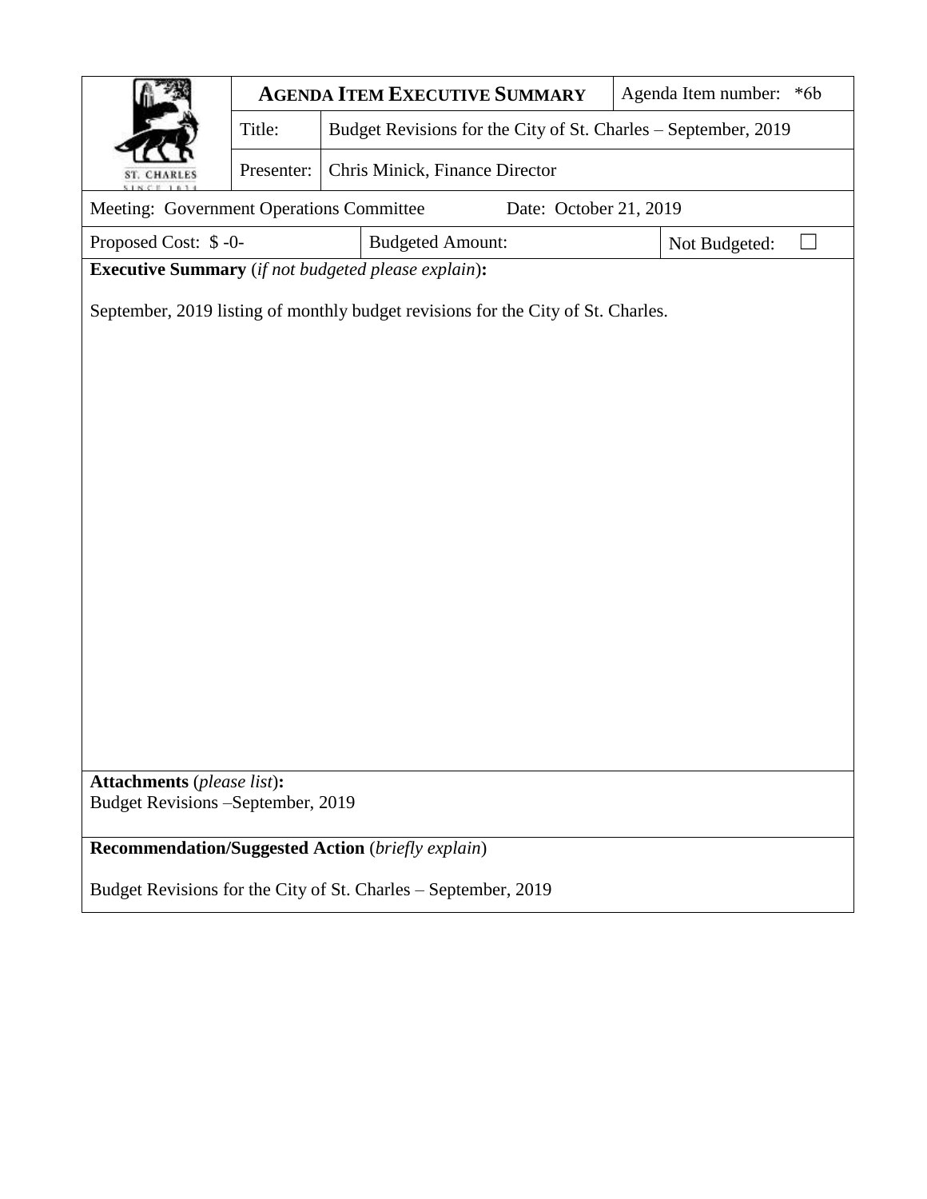| ST. CHARLES SINCE 1834 | **AGENDA ITEM EXECUTIVE SUMMARY** | | Agenda Item number: *6b |
|---|---|---|---|
| | Title: | Budget Revisions for the City of St. Charles – September, 2019 | |
| | Presenter: | Chris Minick, Finance Director | |

| Meeting: Government Operations Committee | Date: October 21, 2019 |
|---|---|

| Proposed Cost: $ -0- | Budgeted Amount: | Not Budgeted: ☐ |
|---|---|---|

**Executive Summary** (*if not budgeted please explain*)**:**

September, 2019 listing of monthly budget revisions for the City of St. Charles.

**Attachments** (*please list*)**:**

Budget Revisions –September, 2019

**Recommendation/Suggested Action** (*briefly explain*)

Budget Revisions for the City of St. Charles – September, 2019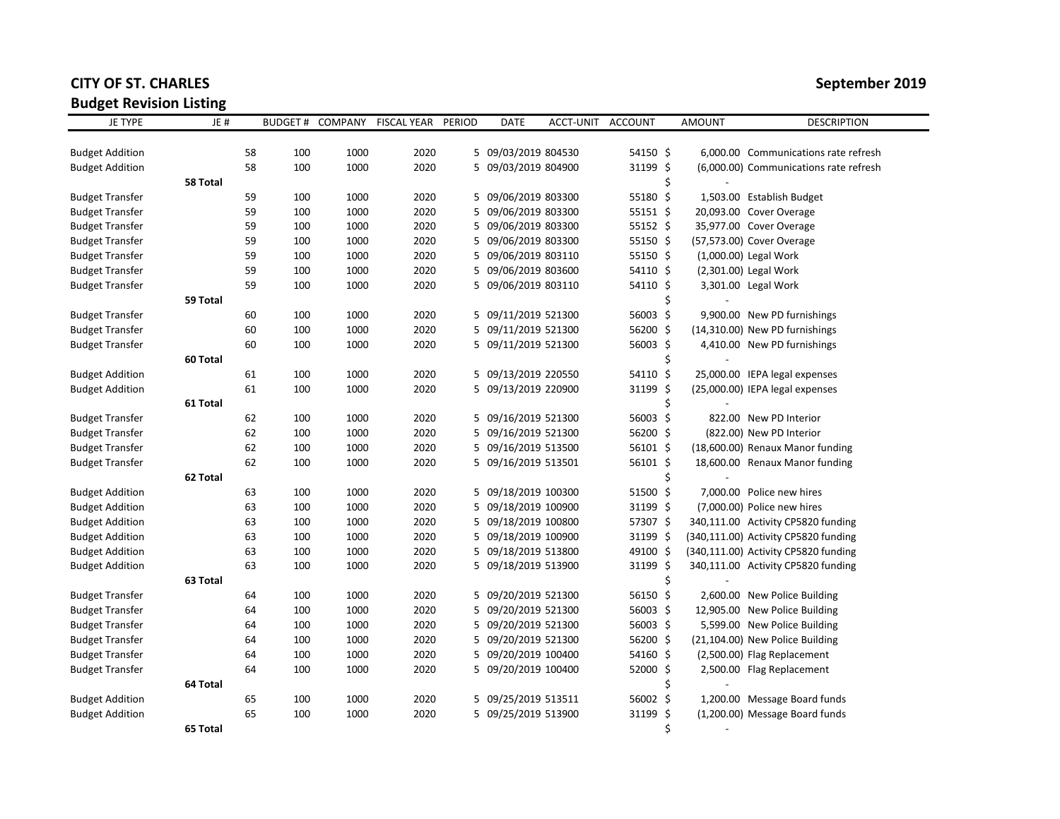# CITY OF ST. CHARLES

## Budget Revision Listing

**September 2019**

| JE TYPE | JE # | BUDGET # | COMPANY | FISCAL YEAR | PERIOD | DATE | ACCT-UNIT | ACCOUNT | AMOUNT | DESCRIPTION |
|---|---|---|---|---|---|---|---|---|---|---|
| Budget Addition | | 58 | 100 | 1000 | 2020 | 5 | 09/03/2019 804530 | 54150 | $ 6,000.00 | Communications rate refresh |
| Budget Addition | | 58 | 100 | 1000 | 2020 | 5 | 09/03/2019 804900 | 31199 | $ (6,000.00) | Communications rate refresh |
| | **58 Total** | | | | | | | | $ - | |
| Budget Transfer | | 59 | 100 | 1000 | 2020 | 5 | 09/06/2019 803300 | 55180 | $ 1,503.00 | Establish Budget |
| Budget Transfer | | 59 | 100 | 1000 | 2020 | 5 | 09/06/2019 803300 | 55151 | $ 20,093.00 | Cover Overage |
| Budget Transfer | | 59 | 100 | 1000 | 2020 | 5 | 09/06/2019 803300 | 55152 | $ 35,977.00 | Cover Overage |
| Budget Transfer | | 59 | 100 | 1000 | 2020 | 5 | 09/06/2019 803300 | 55150 | $ (57,573.00) | Cover Overage |
| Budget Transfer | | 59 | 100 | 1000 | 2020 | 5 | 09/06/2019 803110 | 55150 | $ (1,000.00) | Legal Work |
| Budget Transfer | | 59 | 100 | 1000 | 2020 | 5 | 09/06/2019 803600 | 54110 | $ (2,301.00) | Legal Work |
| Budget Transfer | | 59 | 100 | 1000 | 2020 | 5 | 09/06/2019 803110 | 54110 | $ 3,301.00 | Legal Work |
| | **59 Total** | | | | | | | | $ - | |
| Budget Transfer | | 60 | 100 | 1000 | 2020 | 5 | 09/11/2019 521300 | 56003 | $ 9,900.00 | New PD furnishings |
| Budget Transfer | | 60 | 100 | 1000 | 2020 | 5 | 09/11/2019 521300 | 56200 | $ (14,310.00) | New PD furnishings |
| Budget Transfer | | 60 | 100 | 1000 | 2020 | 5 | 09/11/2019 521300 | 56003 | $ 4,410.00 | New PD furnishings |
| | **60 Total** | | | | | | | | $ - | |
| Budget Addition | | 61 | 100 | 1000 | 2020 | 5 | 09/13/2019 220550 | 54110 | $ 25,000.00 | IEPA legal expenses |
| Budget Addition | | 61 | 100 | 1000 | 2020 | 5 | 09/13/2019 220900 | 31199 | $ (25,000.00) | IEPA legal expenses |
| | **61 Total** | | | | | | | | $ - | |
| Budget Transfer | | 62 | 100 | 1000 | 2020 | 5 | 09/16/2019 521300 | 56003 | $ 822.00 | New PD Interior |
| Budget Transfer | | 62 | 100 | 1000 | 2020 | 5 | 09/16/2019 521300 | 56200 | $ (822.00) | New PD Interior |
| Budget Transfer | | 62 | 100 | 1000 | 2020 | 5 | 09/16/2019 513500 | 56101 | $ (18,600.00) | Renaux Manor funding |
| Budget Transfer | | 62 | 100 | 1000 | 2020 | 5 | 09/16/2019 513501 | 56101 | $ 18,600.00 | Renaux Manor funding |
| | **62 Total** | | | | | | | | $ - | |
| Budget Addition | | 63 | 100 | 1000 | 2020 | 5 | 09/18/2019 100300 | 51500 | $ 7,000.00 | Police new hires |
| Budget Addition | | 63 | 100 | 1000 | 2020 | 5 | 09/18/2019 100900 | 31199 | $ (7,000.00) | Police new hires |
| Budget Addition | | 63 | 100 | 1000 | 2020 | 5 | 09/18/2019 100800 | 57307 | $ 340,111.00 | Activity CP5820 funding |
| Budget Addition | | 63 | 100 | 1000 | 2020 | 5 | 09/18/2019 100900 | 31199 | $ (340,111.00) | Activity CP5820 funding |
| Budget Addition | | 63 | 100 | 1000 | 2020 | 5 | 09/18/2019 513800 | 49100 | $ (340,111.00) | Activity CP5820 funding |
| Budget Addition | | 63 | 100 | 1000 | 2020 | 5 | 09/18/2019 513900 | 31199 | $ 340,111.00 | Activity CP5820 funding |
| | **63 Total** | | | | | | | | $ - | |
| Budget Transfer | | 64 | 100 | 1000 | 2020 | 5 | 09/20/2019 521300 | 56150 | $ 2,600.00 | New Police Building |
| Budget Transfer | | 64 | 100 | 1000 | 2020 | 5 | 09/20/2019 521300 | 56003 | $ 12,905.00 | New Police Building |
| Budget Transfer | | 64 | 100 | 1000 | 2020 | 5 | 09/20/2019 521300 | 56003 | $ 5,599.00 | New Police Building |
| Budget Transfer | | 64 | 100 | 1000 | 2020 | 5 | 09/20/2019 521300 | 56200 | $ (21,104.00) | New Police Building |
| Budget Transfer | | 64 | 100 | 1000 | 2020 | 5 | 09/20/2019 100400 | 54160 | $ (2,500.00) | Flag Replacement |
| Budget Transfer | | 64 | 100 | 1000 | 2020 | 5 | 09/20/2019 100400 | 52000 | $ 2,500.00 | Flag Replacement |
| | **64 Total** | | | | | | | | $ - | |
| Budget Addition | | 65 | 100 | 1000 | 2020 | 5 | 09/25/2019 513511 | 56002 | $ 1,200.00 | Message Board funds |
| Budget Addition | | 65 | 100 | 1000 | 2020 | 5 | 09/25/2019 513900 | 31199 | $ (1,200.00) | Message Board funds |
| | **65 Total** | | | | | | | | $ - | |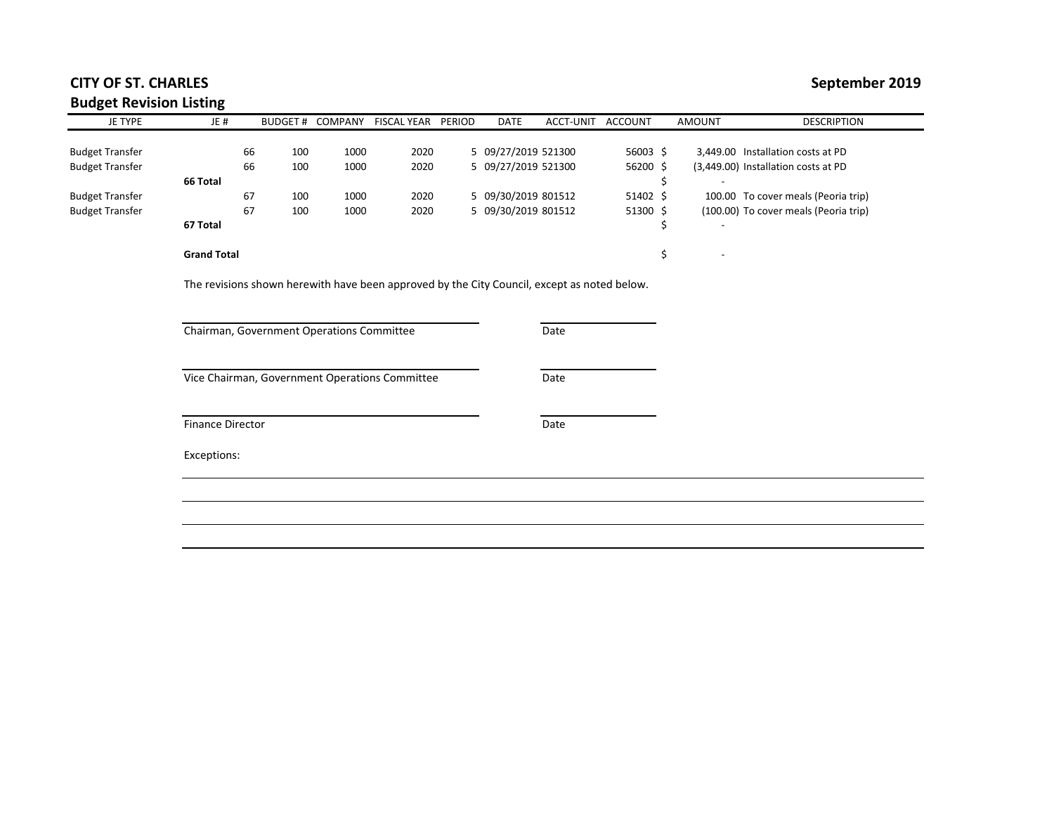# CITY OF ST. CHARLES

**September 2019**

## Budget Revision Listing

| JE TYPE | JE # | BUDGET # | COMPANY | FISCAL YEAR | PERIOD | DATE | ACCT-UNIT | ACCOUNT | AMOUNT | DESCRIPTION |
|---|---|---|---|---|---|---|---|---|---|---|
| Budget Transfer | 66 | 100 | 1000 | 2020 | 5 | 09/27/2019 | 521300 | 56003 | $ 3,449.00 | Installation costs at PD |
| Budget Transfer | 66 | 100 | 1000 | 2020 | 5 | 09/27/2019 | 521300 | 56200 | $ (3,449.00) | Installation costs at PD |
| | **66 Total** | | | | | | | | $ - | |
| Budget Transfer | 67 | 100 | 1000 | 2020 | 5 | 09/30/2019 | 801512 | 51402 | $ 100.00 | To cover meals (Peoria trip) |
| Budget Transfer | 67 | 100 | 1000 | 2020 | 5 | 09/30/2019 | 801512 | 51300 | $ (100.00) | To cover meals (Peoria trip) |
| | **67 Total** | | | | | | | | $ - | |
| | **Grand Total** | | | | | | | | $ - | |

The revisions shown herewith have been approved by the City Council, except as noted below.

Chairman, Government Operations Committee ____________________ Date ____________

Vice Chairman, Government Operations Committee ____________________ Date ____________

Finance Director ____________________ Date ____________

Exceptions: